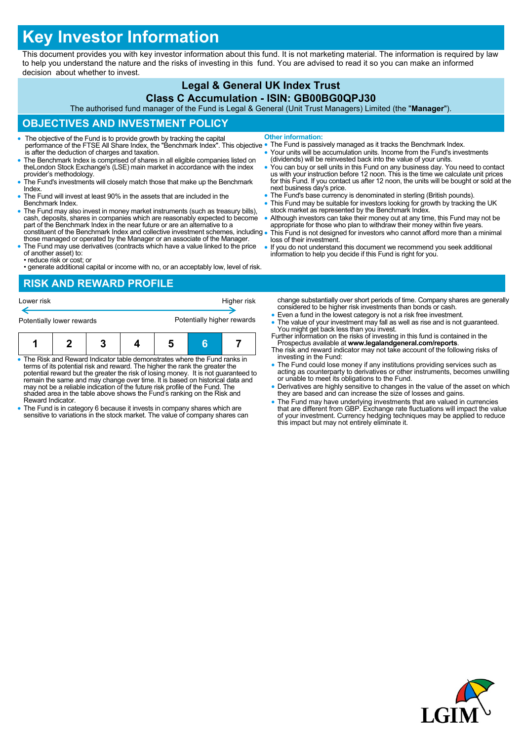# Key Investor Information

This document provides you with key investor information about this fund. It is not marketing material. The information is required by law to help you understand the nature and the risks of investing in this fund. You are advised to read it so you can make an informed decision about whether to invest.

## Legal & General UK Index Trust

## Class C Accumulation - ISIN: GB00BG0QPJ30

The authorised fund manager of the Fund is Legal & General (Unit Trust Managers) Limited (the "**Manager**").

## OBJECTIVES AND INVESTMENT POLICY

- The objective of the Fund is to provide growth by tracking the capital performance of the FTSE All Share Index, the "Benchmark Index". This objective is after the deduction of charges and taxation.
- The Benchmark Index is comprised of shares in all eligible companies listed on theLondon Stock Exchange's (LSE) main market in accordance with the index provider's methodology.
- The Fund's investments will closely match those that make up the Benchmark Index.
- The Fund will invest at least 90% in the assets that are included in the Benchmark Index.
- The Fund may also invest in money market instruments (such as treasury bills), cash, deposits, shares in companies which are reasonably expected to become part of the Benchmark Index in the near future or are an alternative to a constituent of the Benchmark Index and collective investment schemes, including those managed or operated by the Manager or an associate of the Manager.
- The Fund may use derivatives (contracts which have a value linked to the price of another asset) to:
  • reduce risk or cost; or
  • generate additional capital or income with no, or an acceptably low, level of risk.

**Other information:**

- The Fund is passively managed as it tracks the Benchmark Index.
- Your units will be accumulation units. Income from the Fund's investments (dividends) will be reinvested back into the value of your units.
- You can buy or sell units in this Fund on any business day. You need to contact us with your instruction before 12 noon. This is the time we calculate unit prices for this Fund. If you contact us after 12 noon, the units will be bought or sold at the next business day's price.
- The Fund's base currency is denominated in sterling (British pounds).
- This Fund may be suitable for investors looking for growth by tracking the UK stock market as represented by the Benchmark Index.
- Although investors can take their money out at any time, this Fund may not be appropriate for those who plan to withdraw their money within five years.
- This Fund is not designed for investors who cannot afford more than a minimal loss of their investment.
- If you do not understand this document we recommend you seek additional information to help you decide if this Fund is right for you.

## RISK AND REWARD PROFILE

Lower risk ← → Higher risk

Potentially lower rewards — Potentially higher rewards

| 1 | 2 | 3 | 4 | 5 | **6** | 7 |
|---|---|---|---|---|---|---|

- The Risk and Reward Indicator table demonstrates where the Fund ranks in terms of its potential risk and reward. The higher the rank the greater the potential reward but the greater the risk of losing money. It is not guaranteed to remain the same and may change over time. It is based on historical data and may not be a reliable indication of the future risk profile of the Fund. The shaded area in the table above shows the Fund's ranking on the Risk and Reward Indicator.
- The Fund is in category 6 because it invests in company shares which are sensitive to variations in the stock market. The value of company shares can change substantially over short periods of time. Company shares are generally considered to be higher risk investments than bonds or cash.
- Even a fund in the lowest category is not a risk free investment.
- The value of your investment may fall as well as rise and is not guaranteed. You might get back less than you invest.

Further information on the risks of investing in this fund is contained in the Prospectus available at **www.legalandgeneral.com/reports**.

The risk and reward indicator may not take account of the following risks of investing in the Fund:

- The Fund could lose money if any institutions providing services such as acting as counterparty to derivatives or other instruments, becomes unwilling or unable to meet its obligations to the Fund.
- Derivatives are highly sensitive to changes in the value of the asset on which they are based and can increase the size of losses and gains.
- The Fund may have underlying investments that are valued in currencies that are different from GBP. Exchange rate fluctuations will impact the value of your investment. Currency hedging techniques may be applied to reduce this impact but may not entirely eliminate it.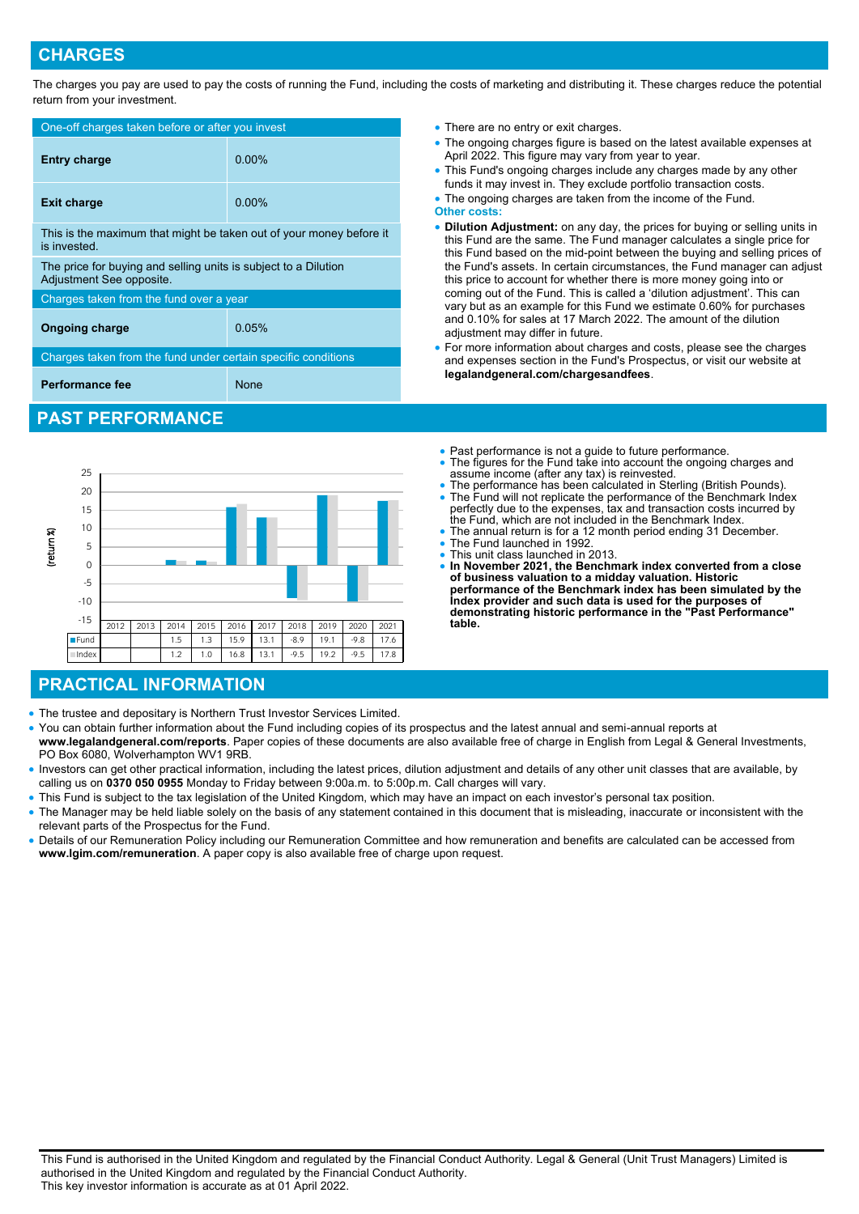## CHARGES

The charges you pay are used to pay the costs of running the Fund, including the costs of marketing and distributing it. These charges reduce the potential return from your investment.

| One-off charges taken before or after you invest | |
|---|---|
| **Entry charge** | 0.00% |
| **Exit charge** | 0.00% |
| This is the maximum that might be taken out of your money before it is invested. | |
| The price for buying and selling units is subject to a Dilution Adjustment See opposite. | |
| **Charges taken from the fund over a year** | |
| **Ongoing charge** | 0.05% |
| **Charges taken from the fund under certain specific conditions** | |
| **Performance fee** | None |

- There are no entry or exit charges.
- The ongoing charges figure is based on the latest available expenses at April 2022. This figure may vary from year to year.
- This Fund's ongoing charges include any charges made by any other funds it may invest in. They exclude portfolio transaction costs.
- The ongoing charges are taken from the income of the Fund.

**Other costs:**

- **Dilution Adjustment:** on any day, the prices for buying or selling units in this Fund are the same. The Fund manager calculates a single price for this Fund based on the mid-point between the buying and selling prices of the Fund's assets. In certain circumstances, the Fund manager can adjust this price to account for whether there is more money going into or coming out of the Fund. This is called a 'dilution adjustment'. This can vary but as an example for this Fund we estimate 0.60% for purchases and 0.10% for sales at 17 March 2022. The amount of the dilution adjustment may differ in future.
- For more information about charges and costs, please see the charges and expenses section in the Fund's Prospectus, or visit our website at **legalandgeneral.com/chargesandfees**.

## PAST PERFORMANCE

(return %)

25
20
15
10
5
0
-5
-10
-15

| | 2012 | 2013 | 2014 | 2015 | 2016 | 2017 | 2018 | 2019 | 2020 | 2021 |
|---|---|---|---|---|---|---|---|---|---|---|
| Fund | | | 1.5 | 1.3 | 15.9 | 13.1 | -8.9 | 19.1 | -9.8 | 17.6 |
| Index | | | 1.2 | 1.0 | 16.8 | 13.1 | -9.5 | 19.2 | -9.5 | 17.8 |

- Past performance is not a guide to future performance.
- The figures for the Fund take into account the ongoing charges and assume income (after any tax) is reinvested.
- The performance has been calculated in Sterling (British Pounds).
- The Fund will not replicate the performance of the Benchmark Index perfectly due to the expenses, tax and transaction costs incurred by the Fund, which are not included in the Benchmark Index.
- The annual return is for a 12 month period ending 31 December.
- The Fund launched in 1992.
- This unit class launched in 2013.
- **In November 2021, the Benchmark index converted from a close of business valuation to a midday valuation. Historic performance of the Benchmark index has been simulated by the Index provider and such data is used for the purposes of demonstrating historic performance in the "Past Performance" table.**

## PRACTICAL INFORMATION

- The trustee and depositary is Northern Trust Investor Services Limited.
- You can obtain further information about the Fund including copies of its prospectus and the latest annual and semi-annual reports at **www.legalandgeneral.com/reports**. Paper copies of these documents are also available free of charge in English from Legal & General Investments, PO Box 6080, Wolverhampton WV1 9RB.
- Investors can get other practical information, including the latest prices, dilution adjustment and details of any other unit classes that are available, by calling us on **0370 050 0955** Monday to Friday between 9:00a.m. to 5:00p.m. Call charges will vary.
- This Fund is subject to the tax legislation of the United Kingdom, which may have an impact on each investor's personal tax position.
- The Manager may be held liable solely on the basis of any statement contained in this document that is misleading, inaccurate or inconsistent with the relevant parts of the Prospectus for the Fund.
- Details of our Remuneration Policy including our Remuneration Committee and how remuneration and benefits are calculated can be accessed from **www.lgim.com/remuneration**. A paper copy is also available free of charge upon request.

This Fund is authorised in the United Kingdom and regulated by the Financial Conduct Authority. Legal & General (Unit Trust Managers) Limited is authorised in the United Kingdom and regulated by the Financial Conduct Authority.
This key investor information is accurate as at 01 April 2022.